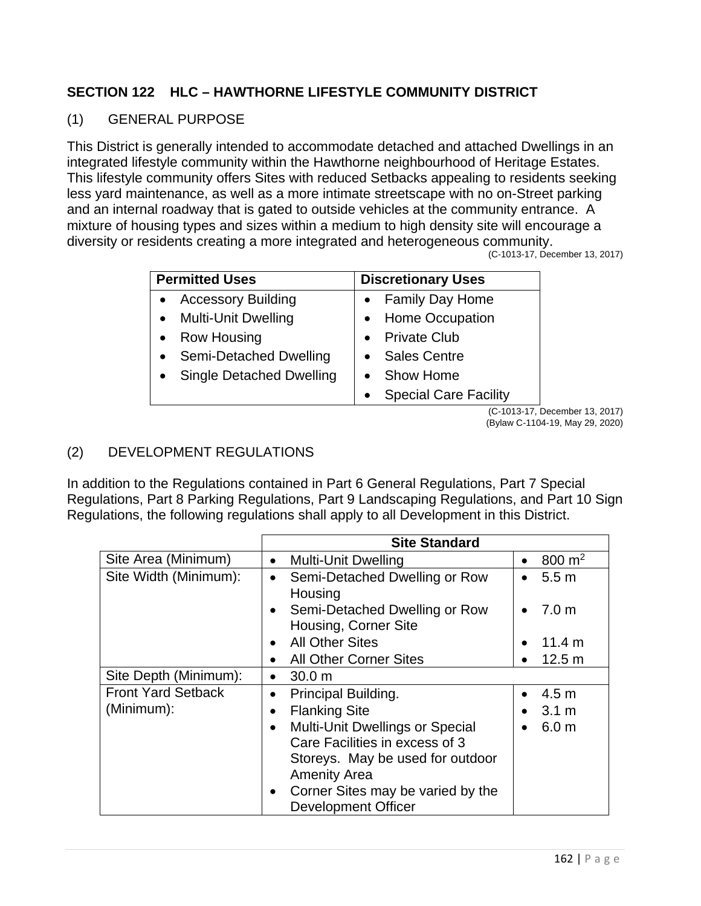## SECTION 122 HLC – HAWTHORNE LIFESTYLE COMMUNITY DISTRICT

### (1) GENERAL PURPOSE

This District is generally intended to accommodate detached and attached Dwellings in an integrated lifestyle community within the Hawthorne neighbourhood of Heritage Estates. This lifestyle community offers Sites with reduced Setbacks appealing to residents seeking less yard maintenance, as well as a more intimate streetscape with no on-Street parking and an internal roadway that is gated to outside vehicles at the community entrance. A mixture of housing types and sizes within a medium to high density site will encourage a diversity or residents creating a more integrated and heterogeneous community.

(C-1013-17, December 13, 2017)

| Permitted Uses | Discretionary Uses |
|---|---|
| • Accessory Building<br>• Multi-Unit Dwelling<br>• Row Housing<br>• Semi-Detached Dwelling<br>• Single Detached Dwelling | • Family Day Home<br>• Home Occupation<br>• Private Club<br>• Sales Centre<br>• Show Home<br>• Special Care Facility |

(C-1013-17, December 13, 2017)
(Bylaw C-1104-19, May 29, 2020)

### (2) DEVELOPMENT REGULATIONS

In addition to the Regulations contained in Part 6 General Regulations, Part 7 Special Regulations, Part 8 Parking Regulations, Part 9 Landscaping Regulations, and Part 10 Sign Regulations, the following regulations shall apply to all Development in this District.

| | Site Standard | |
|---|---|---|
| Site Area (Minimum) | • Multi-Unit Dwelling | • 800 $m^2$ |
| Site Width (Minimum): | • Semi-Detached Dwelling or Row Housing<br>• Semi-Detached Dwelling or Row Housing, Corner Site<br>• All Other Sites<br>• All Other Corner Sites | • 5.5 m<br>• 7.0 m<br>• 11.4 m<br>• 12.5 m |
| Site Depth (Minimum): | • 30.0 m | |
| Front Yard Setback (Minimum): | • Principal Building.<br>• Flanking Site<br>• Multi-Unit Dwellings or Special Care Facilities in excess of 3 Storeys. May be used for outdoor Amenity Area<br>• Corner Sites may be varied by the Development Officer | • 4.5 m<br>• 3.1 m<br>• 6.0 m |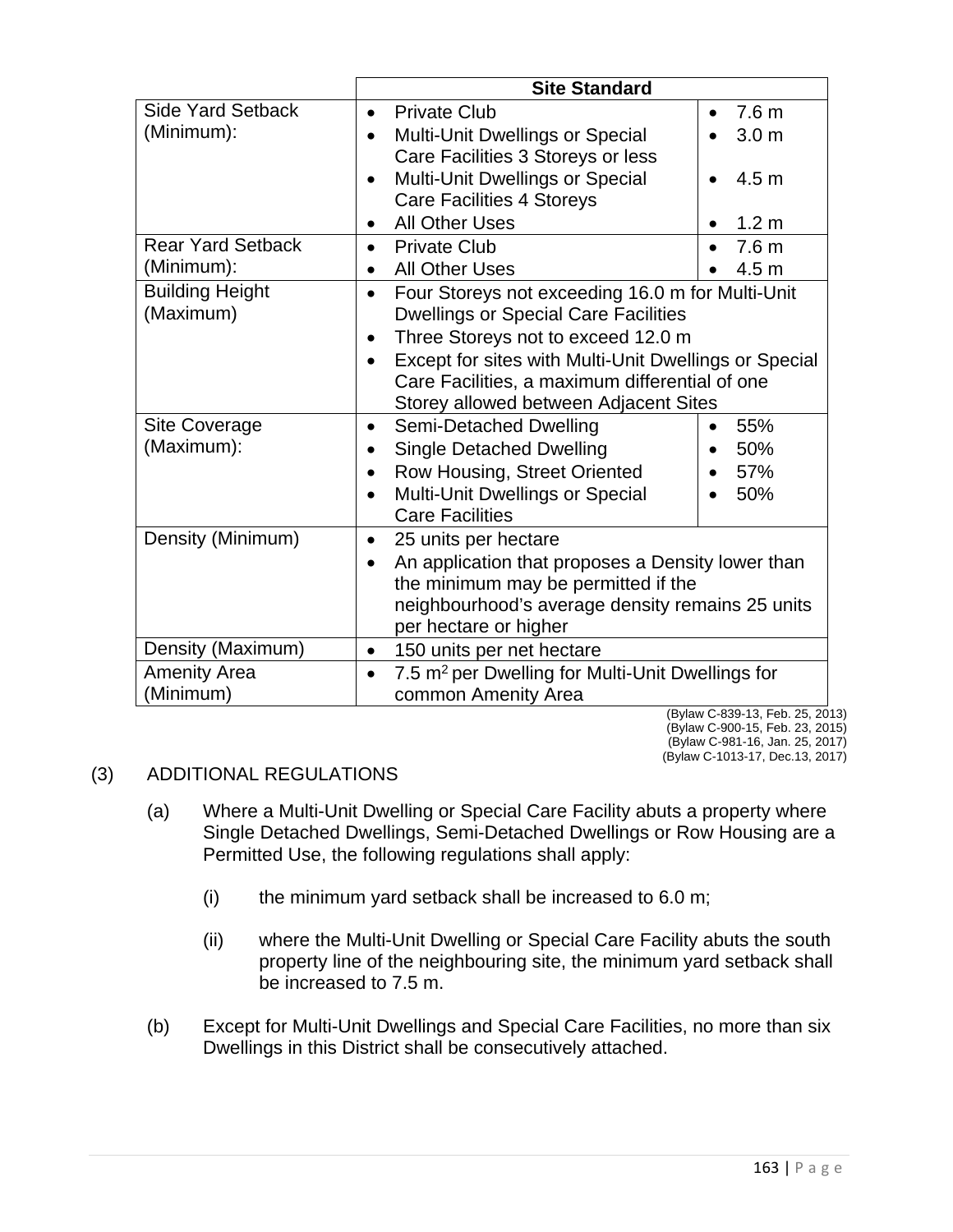| | Site Standard | |
|---|---|---|
| Side Yard Setback (Minimum): | • Private Club<br>• Multi-Unit Dwellings or Special Care Facilities 3 Storeys or less<br>• Multi-Unit Dwellings or Special Care Facilities 4 Storeys<br>• All Other Uses | • 7.6 m<br>• 3.0 m<br>• 4.5 m<br>• 1.2 m |
| Rear Yard Setback (Minimum): | • Private Club<br>• All Other Uses | • 7.6 m<br>• 4.5 m |
| Building Height (Maximum) | • Four Storeys not exceeding 16.0 m for Multi-Unit Dwellings or Special Care Facilities<br>• Three Storeys not to exceed 12.0 m<br>• Except for sites with Multi-Unit Dwellings or Special Care Facilities, a maximum differential of one Storey allowed between Adjacent Sites | |
| Site Coverage (Maximum): | • Semi-Detached Dwelling<br>• Single Detached Dwelling<br>• Row Housing, Street Oriented<br>• Multi-Unit Dwellings or Special Care Facilities | • 55%<br>• 50%<br>• 57%<br>• 50% |
| Density (Minimum) | • 25 units per hectare<br>• An application that proposes a Density lower than the minimum may be permitted if the neighbourhood's average density remains 25 units per hectare or higher | |
| Density (Maximum) | • 150 units per net hectare | |
| Amenity Area (Minimum) | • 7.5 $m^2$ per Dwelling for Multi-Unit Dwellings for common Amenity Area | |

(Bylaw C-839-13, Feb. 25, 2013)
(Bylaw C-900-15, Feb. 23, 2015)
(Bylaw C-981-16, Jan. 25, 2017)
(Bylaw C-1013-17, Dec.13, 2017)

(3) ADDITIONAL REGULATIONS

(a) Where a Multi-Unit Dwelling or Special Care Facility abuts a property where Single Detached Dwellings, Semi-Detached Dwellings or Row Housing are a Permitted Use, the following regulations shall apply:

(i) the minimum yard setback shall be increased to 6.0 m;

(ii) where the Multi-Unit Dwelling or Special Care Facility abuts the south property line of the neighbouring site, the minimum yard setback shall be increased to 7.5 m.

(b) Except for Multi-Unit Dwellings and Special Care Facilities, no more than six Dwellings in this District shall be consecutively attached.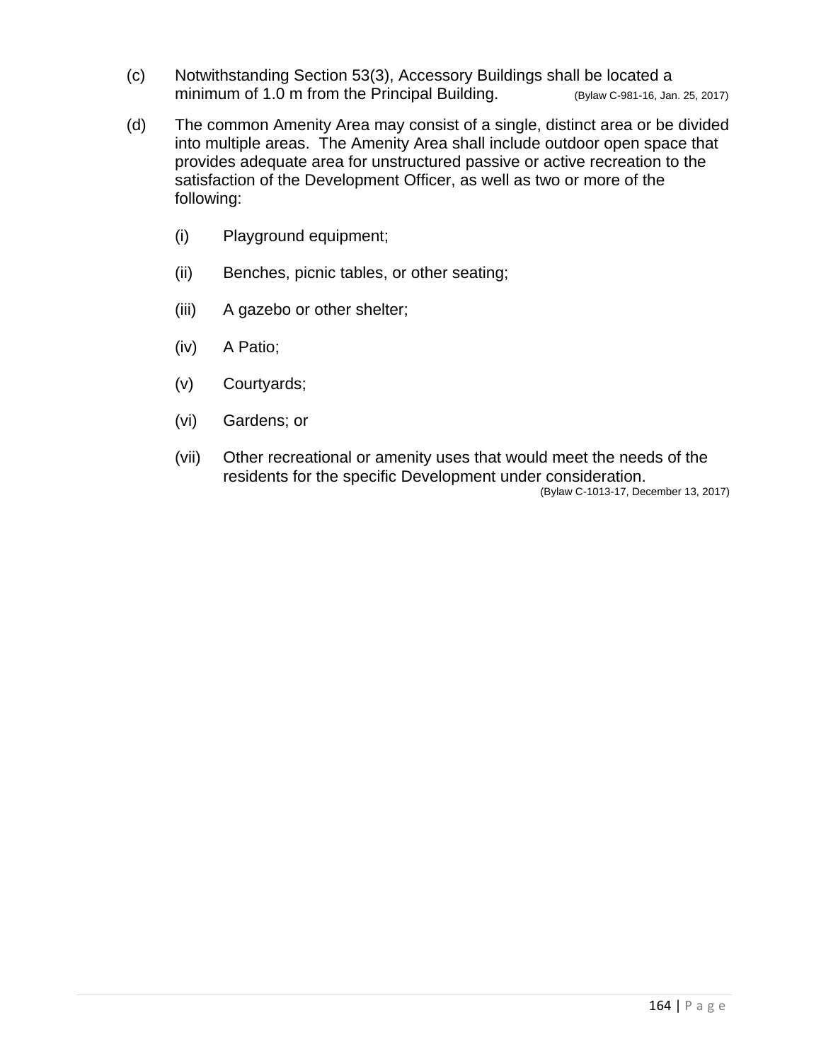(c) Notwithstanding Section 53(3), Accessory Buildings shall be located a minimum of 1.0 m from the Principal Building. (Bylaw C-981-16, Jan. 25, 2017)

(d) The common Amenity Area may consist of a single, distinct area or be divided into multiple areas. The Amenity Area shall include outdoor open space that provides adequate area for unstructured passive or active recreation to the satisfaction of the Development Officer, as well as two or more of the following:

 (i) Playground equipment;

 (ii) Benches, picnic tables, or other seating;

 (iii) A gazebo or other shelter;

 (iv) A Patio;

 (v) Courtyards;

 (vi) Gardens; or

 (vii) Other recreational or amenity uses that would meet the needs of the residents for the specific Development under consideration.

(Bylaw C-1013-17, December 13, 2017)